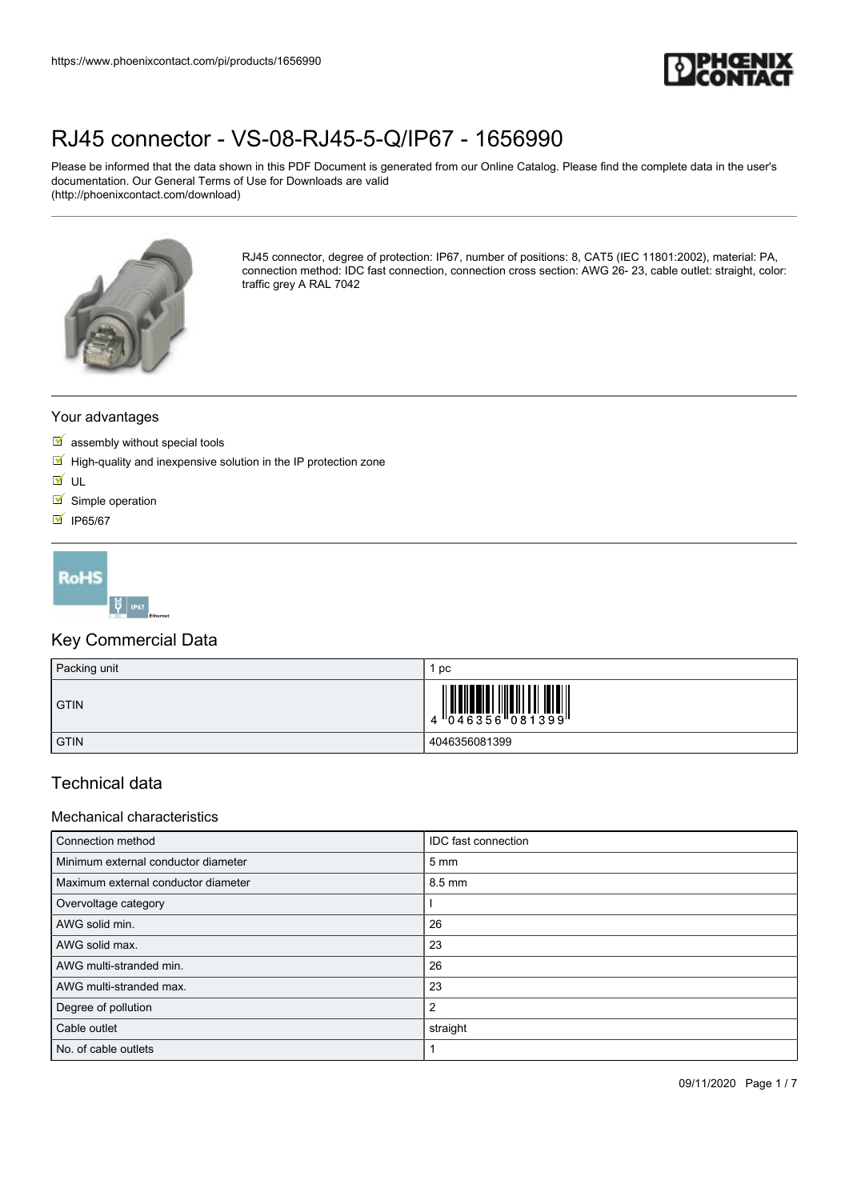# RJ45 connector - VS-08-RJ45-5-Q/IP67 - 1656990

Please be informed that the data shown in this PDF Document is generated from our Online Catalog. Please find the complete data in the user's documentation. Our General Terms of Use for Downloads are valid (http://phoenixcontact.com/download)

RJ45 connector, degree of protection: IP67, number of positions: 8, CAT5 (IEC 11801:2002), material: PA, connection method: IDC fast connection, connection cross section: AWG 26- 23, cable outlet: straight, color: traffic grey A RAL 7042

## Your advantages

- assembly without special tools
- High-quality and inexpensive solution in the IP protection zone
- UL
- Simple operation
- IP65/67

## Key Commercial Data

| Packing unit | 1 pc |
|---|---|
| GTIN | 4 046356 081399 |
| GTIN | 4046356081399 |

## Technical data

### Mechanical characteristics

| Connection method | IDC fast connection |
|---|---|
| Minimum external conductor diameter | 5 mm |
| Maximum external conductor diameter | 8.5 mm |
| Overvoltage category | I |
| AWG solid min. | 26 |
| AWG solid max. | 23 |
| AWG multi-stranded min. | 26 |
| AWG multi-stranded max. | 23 |
| Degree of pollution | 2 |
| Cable outlet | straight |
| No. of cable outlets | 1 |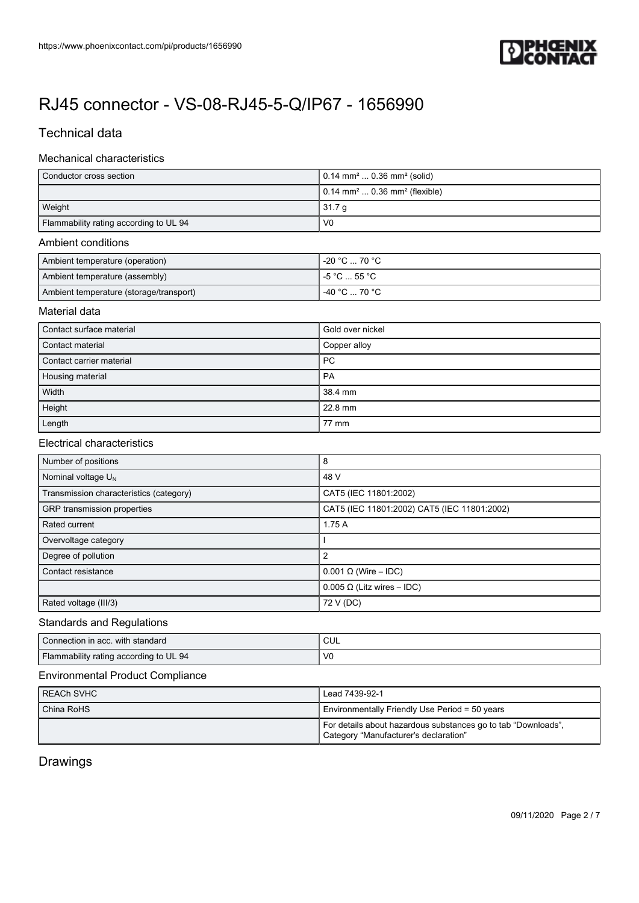# RJ45 connector - VS-08-RJ45-5-Q/IP67 - 1656990

## Technical data

### Mechanical characteristics

| | |
|---|---|
| Conductor cross section | 0.14 mm² ... 0.36 mm² (solid) |
| | 0.14 mm² ... 0.36 mm² (flexible) |
| Weight | 31.7 g |
| Flammability rating according to UL 94 | V0 |

### Ambient conditions

| | |
|---|---|
| Ambient temperature (operation) | -20 °C ... 70 °C |
| Ambient temperature (assembly) | -5 °C ... 55 °C |
| Ambient temperature (storage/transport) | -40 °C ... 70 °C |

### Material data

| | |
|---|---|
| Contact surface material | Gold over nickel |
| Contact material | Copper alloy |
| Contact carrier material | PC |
| Housing material | PA |
| Width | 38.4 mm |
| Height | 22.8 mm |
| Length | 77 mm |

### Electrical characteristics

| | |
|---|---|
| Number of positions | 8 |
| Nominal voltage $U_N$ | 48 V |
| Transmission characteristics (category) | CAT5 (IEC 11801:2002) |
| GRP transmission properties | CAT5 (IEC 11801:2002) CAT5 (IEC 11801:2002) |
| Rated current | 1.75 A |
| Overvoltage category | I |
| Degree of pollution | 2 |
| Contact resistance | 0.001 Ω (Wire – IDC) |
| | 0.005 Ω (Litz wires – IDC) |
| Rated voltage (III/3) | 72 V (DC) |

### Standards and Regulations

| | |
|---|---|
| Connection in acc. with standard | CUL |
| Flammability rating according to UL 94 | V0 |

### Environmental Product Compliance

| | |
|---|---|
| REACh SVHC | Lead 7439-92-1 |
| China RoHS | Environmentally Friendly Use Period = 50 years |
| | For details about hazardous substances go to tab "Downloads", Category "Manufacturer's declaration" |

## Drawings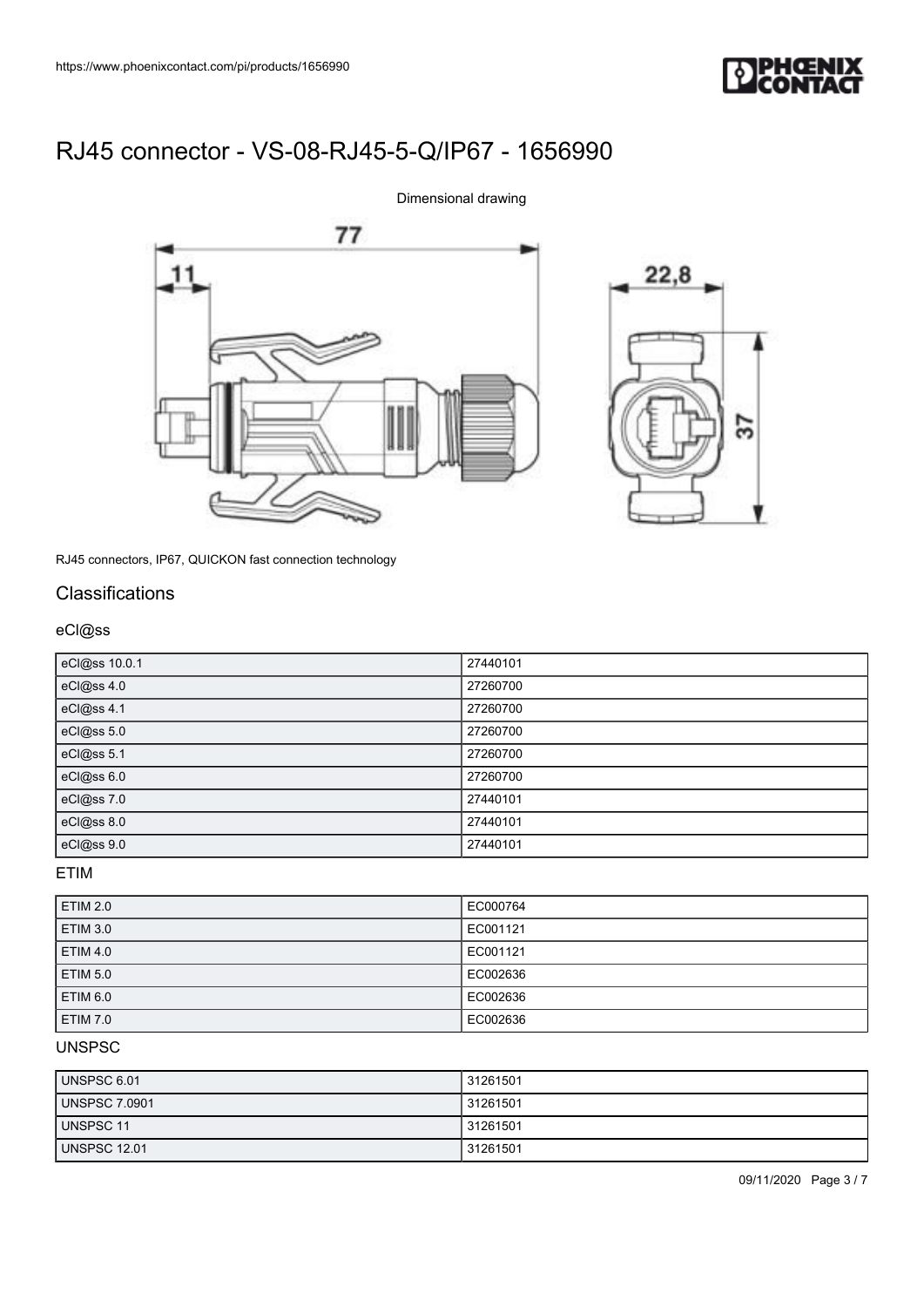# RJ45 connector - VS-08-RJ45-5-Q/IP67 - 1656990

Dimensional drawing

RJ45 connectors, IP67, QUICKON fast connection technology

## Classifications

### eCl@ss

| eCl@ss 10.0.1 | 27440101 |
|---|---|
| eCl@ss 4.0 | 27260700 |
| eCl@ss 4.1 | 27260700 |
| eCl@ss 5.0 | 27260700 |
| eCl@ss 5.1 | 27260700 |
| eCl@ss 6.0 | 27260700 |
| eCl@ss 7.0 | 27440101 |
| eCl@ss 8.0 | 27440101 |
| eCl@ss 9.0 | 27440101 |

### ETIM

| ETIM 2.0 | EC000764 |
|---|---|
| ETIM 3.0 | EC001121 |
| ETIM 4.0 | EC001121 |
| ETIM 5.0 | EC002636 |
| ETIM 6.0 | EC002636 |
| ETIM 7.0 | EC002636 |

### UNSPSC

| UNSPSC 6.01 | 31261501 |
|---|---|
| UNSPSC 7.0901 | 31261501 |
| UNSPSC 11 | 31261501 |
| UNSPSC 12.01 | 31261501 |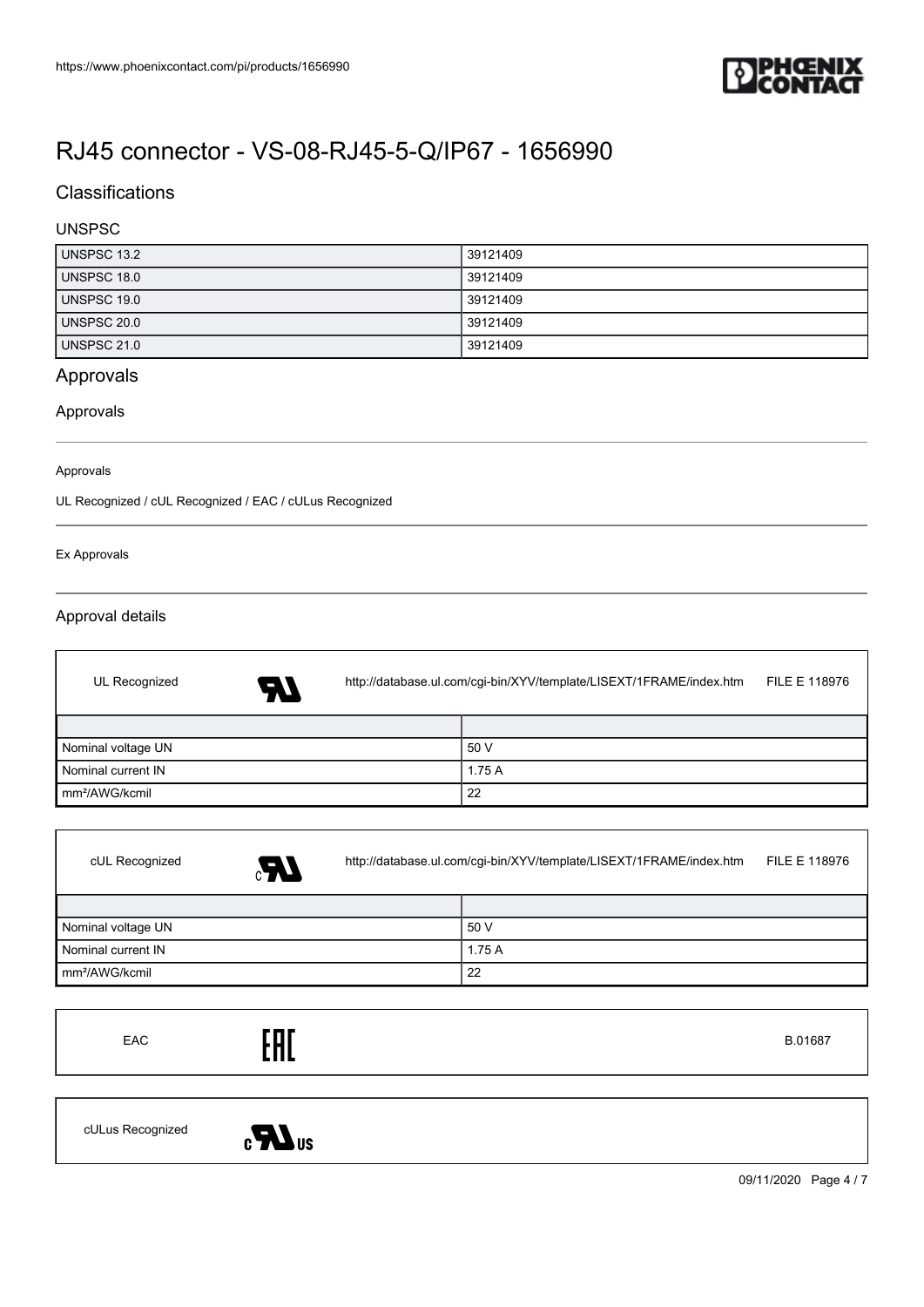# RJ45 connector - VS-08-RJ45-5-Q/IP67 - 1656990

## Classifications

### UNSPSC

| | |
|---|---|
| UNSPSC 13.2 | 39121409 |
| UNSPSC 18.0 | 39121409 |
| UNSPSC 19.0 | 39121409 |
| UNSPSC 20.0 | 39121409 |
| UNSPSC 21.0 | 39121409 |

## Approvals

### Approvals

Approvals

UL Recognized / cUL Recognized / EAC / cULus Recognized

Ex Approvals

### Approval details

UL Recognized http://database.ul.com/cgi-bin/XYV/template/LISEXT/1FRAME/index.htm FILE E 118976

| | |
|---|---|
| Nominal voltage UN | 50 V |
| Nominal current IN | 1.75 A |
| mm²/AWG/kcmil | 22 |

cUL Recognized http://database.ul.com/cgi-bin/XYV/template/LISEXT/1FRAME/index.htm FILE E 118976

| | |
|---|---|
| Nominal voltage UN | 50 V |
| Nominal current IN | 1.75 A |
| mm²/AWG/kcmil | 22 |

EAC B.01687

cULus Recognized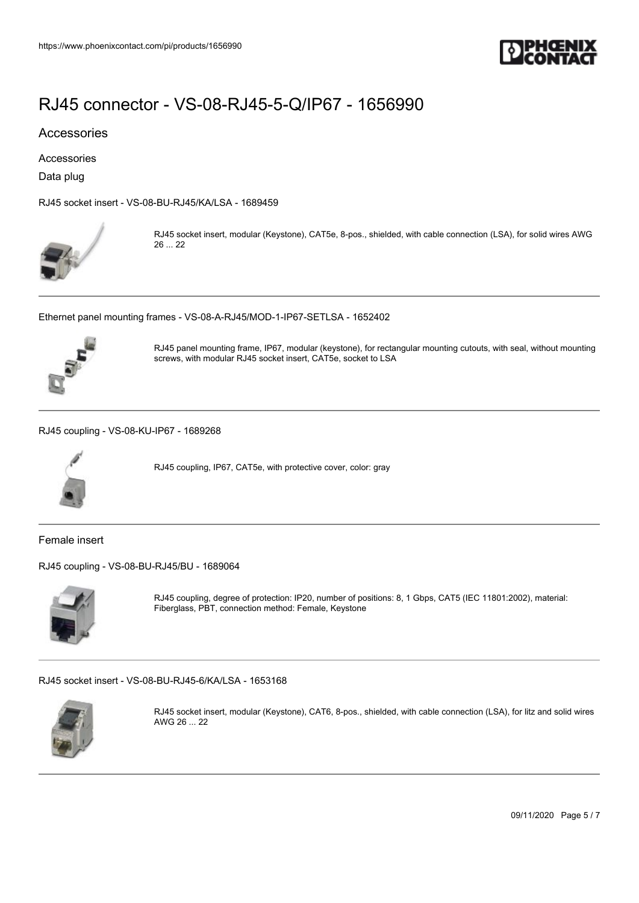# RJ45 connector - VS-08-RJ45-5-Q/IP67 - 1656990

## Accessories

Accessories

Data plug

RJ45 socket insert - VS-08-BU-RJ45/KA/LSA - 1689459

RJ45 socket insert, modular (Keystone), CAT5e, 8-pos., shielded, with cable connection (LSA), for solid wires AWG 26 ... 22

---

Ethernet panel mounting frames - VS-08-A-RJ45/MOD-1-IP67-SETLSA - 1652402

RJ45 panel mounting frame, IP67, modular (keystone), for rectangular mounting cutouts, with seal, without mounting screws, with modular RJ45 socket insert, CAT5e, socket to LSA

---

RJ45 coupling - VS-08-KU-IP67 - 1689268

RJ45 coupling, IP67, CAT5e, with protective cover, color: gray

---

Female insert

RJ45 coupling - VS-08-BU-RJ45/BU - 1689064

RJ45 coupling, degree of protection: IP20, number of positions: 8, 1 Gbps, CAT5 (IEC 11801:2002), material: Fiberglass, PBT, connection method: Female, Keystone

---

RJ45 socket insert - VS-08-BU-RJ45-6/KA/LSA - 1653168

RJ45 socket insert, modular (Keystone), CAT6, 8-pos., shielded, with cable connection (LSA), for litz and solid wires AWG 26 ... 22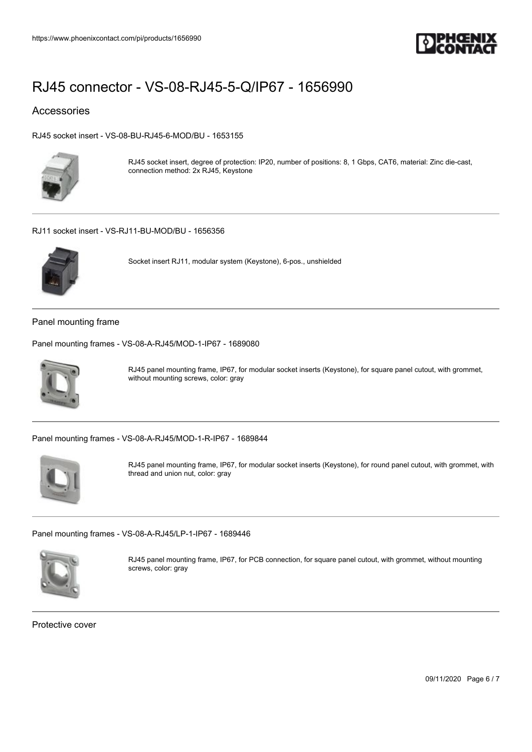# RJ45 connector - VS-08-RJ45-5-Q/IP67 - 1656990

## Accessories

RJ45 socket insert - VS-08-BU-RJ45-6-MOD/BU - 1653155

RJ45 socket insert, degree of protection: IP20, number of positions: 8, 1 Gbps, CAT6, material: Zinc die-cast, connection method: 2x RJ45, Keystone

RJ11 socket insert - VS-RJ11-BU-MOD/BU - 1656356

Socket insert RJ11, modular system (Keystone), 6-pos., unshielded

### Panel mounting frame

Panel mounting frames - VS-08-A-RJ45/MOD-1-IP67 - 1689080

RJ45 panel mounting frame, IP67, for modular socket inserts (Keystone), for square panel cutout, with grommet, without mounting screws, color: gray

Panel mounting frames - VS-08-A-RJ45/MOD-1-R-IP67 - 1689844

RJ45 panel mounting frame, IP67, for modular socket inserts (Keystone), for round panel cutout, with grommet, with thread and union nut, color: gray

Panel mounting frames - VS-08-A-RJ45/LP-1-IP67 - 1689446

RJ45 panel mounting frame, IP67, for PCB connection, for square panel cutout, with grommet, without mounting screws, color: gray

### Protective cover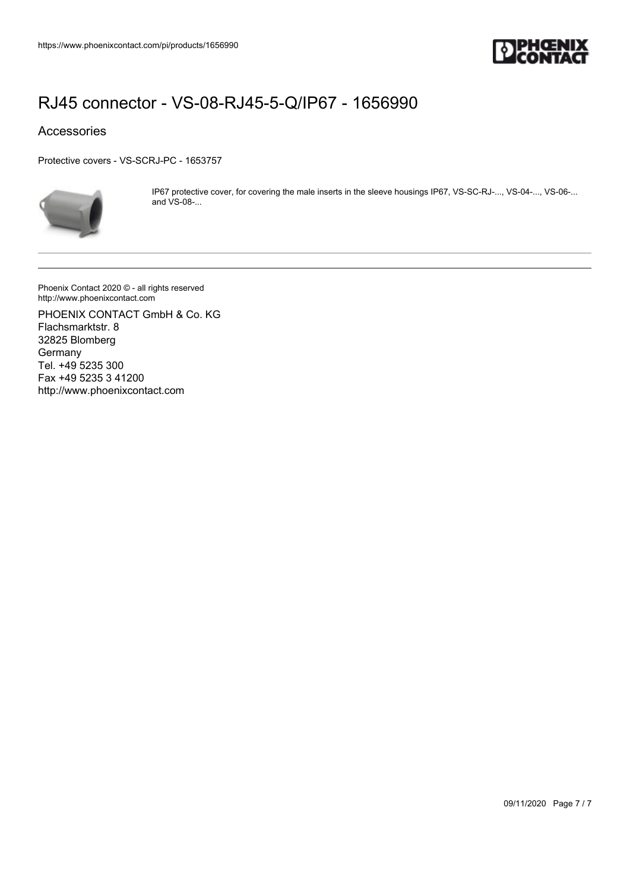# RJ45 connector - VS-08-RJ45-5-Q/IP67 - 1656990

## Accessories

Protective covers - VS-SCRJ-PC - 1653757

IP67 protective cover, for covering the male inserts in the sleeve housings IP67, VS-SC-RJ-..., VS-04-..., VS-06-... and VS-08-...

---

Phoenix Contact 2020 © - all rights reserved
http://www.phoenixcontact.com

PHOENIX CONTACT GmbH & Co. KG
Flachsmarktstr. 8
32825 Blomberg
Germany
Tel. +49 5235 300
Fax +49 5235 3 41200
http://www.phoenixcontact.com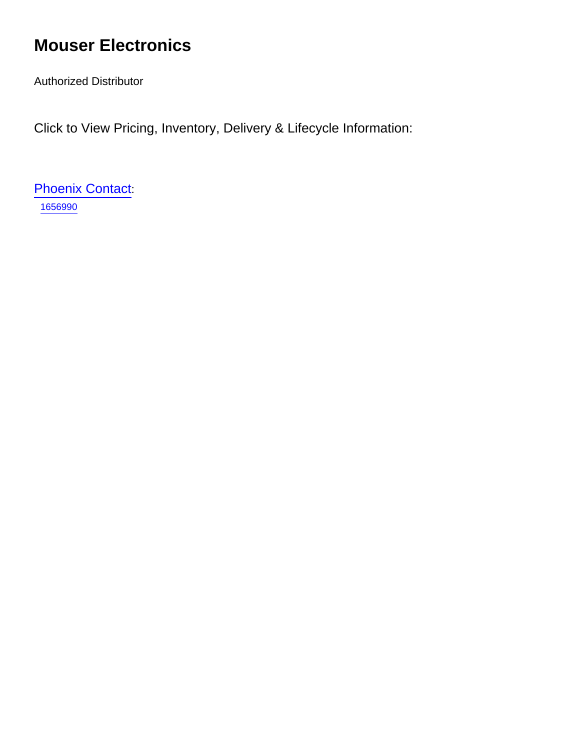# Mouser Electronics

Authorized Distributor

Click to View Pricing, Inventory, Delivery & Lifecycle Information:

Phoenix Contact:

1656990